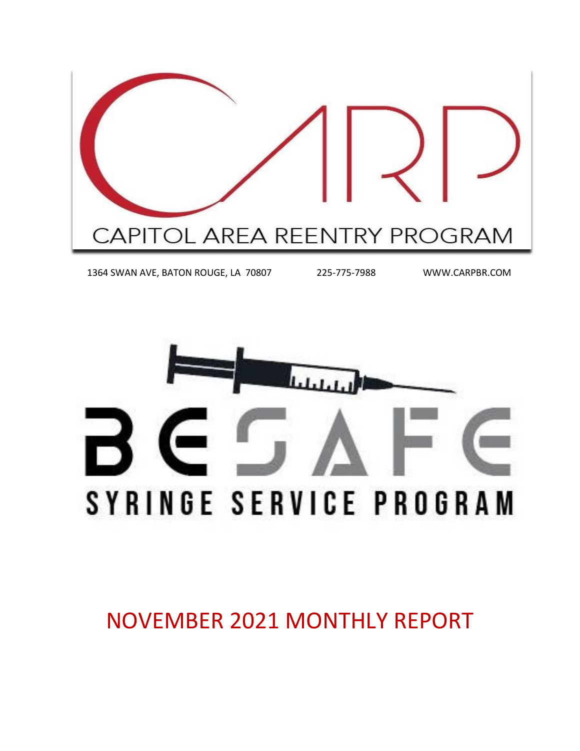# CARP

CAPITOL AREA REENTRY PROGRAM

1364 SWAN AVE, BATON ROUGE, LA 70807 225-775-7988 WWW.CARPBR.COM

# BE SAFE

SYRINGE SERVICE PROGRAM

# NOVEMBER 2021 MONTHLY REPORT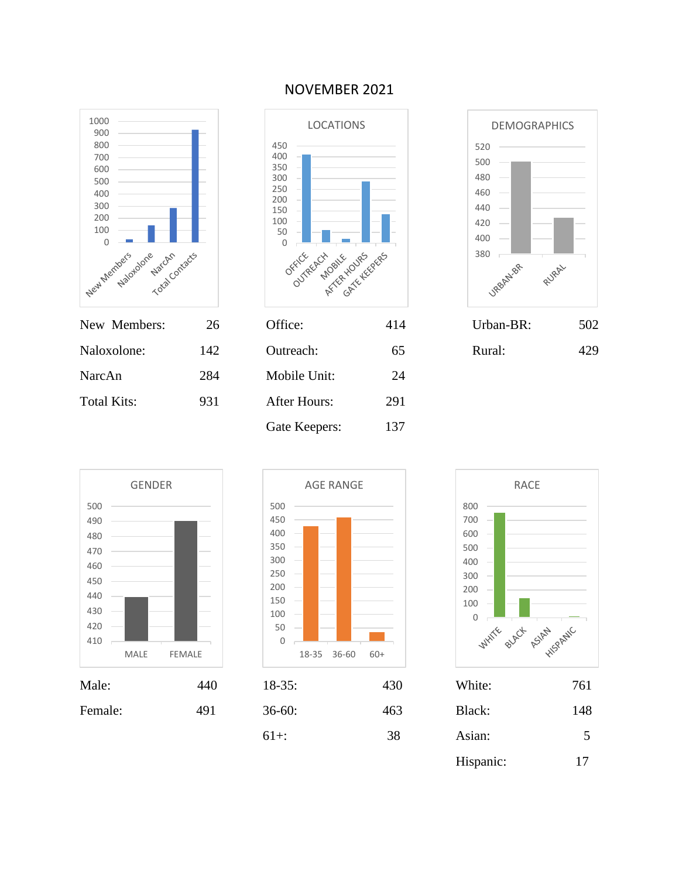# NOVEMBER 2021

| | |
|---|---|
| New Members: | 26 |
| Naloxolone: | 142 |
| NarcAn | 284 |
| Total Kits: | 931 |

## LOCATIONS

| | |
|---|---|
| Office: | 414 |
| Outreach: | 65 |
| Mobile Unit: | 24 |
| After Hours: | 291 |
| Gate Keepers: | 137 |

## DEMOGRAPHICS

| | |
|---|---|
| Urban-BR: | 502 |
| Rural: | 429 |

## GENDER

| | |
|---|---|
| Male: | 440 |
| Female: | 491 |

## AGE RANGE

| | |
|---|---|
| 18-35: | 430 |
| 36-60: | 463 |
| 61+: | 38 |

## RACE

| | |
|---|---|
| White: | 761 |
| Black: | 148 |
| Asian: | 5 |
| Hispanic: | 17 |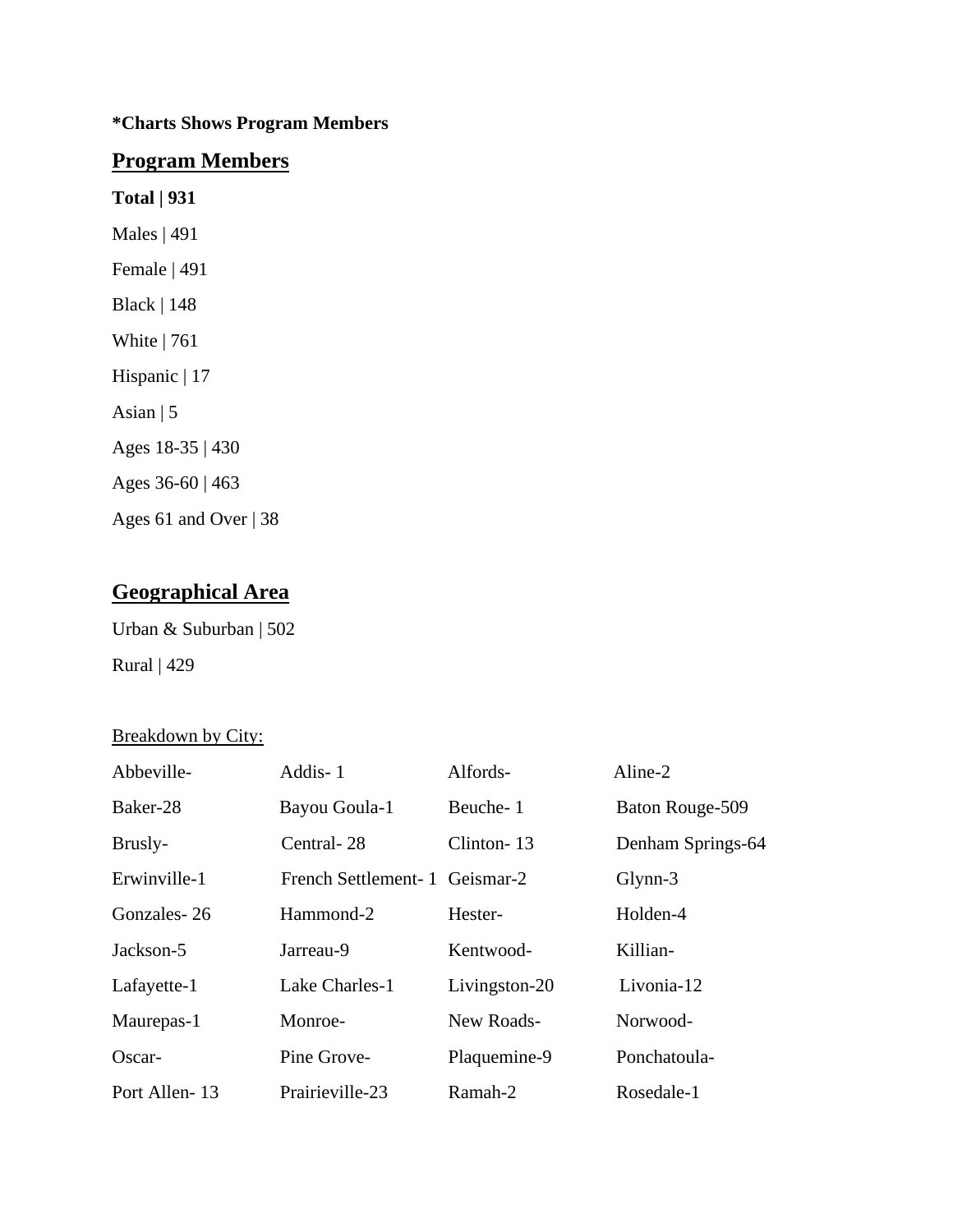**\*Charts Shows Program Members**

## Program Members

**Total | 931**

Males | 491

Female | 491

Black | 148

White | 761

Hispanic | 17

Asian | 5

Ages 18-35 | 430

Ages 36-60 | 463

Ages 61 and Over | 38

## Geographical Area

Urban & Suburban | 502

Rural | 429

Breakdown by City:

| | | | |
|---|---|---|---|
| Abbeville- | Addis- 1 | Alfords- | Aline-2 |
| Baker-28 | Bayou Goula-1 | Beuche- 1 | Baton Rouge-509 |
| Brusly- | Central- 28 | Clinton- 13 | Denham Springs-64 |
| Erwinville-1 | French Settlement- 1 | Geismar-2 | Glynn-3 |
| Gonzales- 26 | Hammond-2 | Hester- | Holden-4 |
| Jackson-5 | Jarreau-9 | Kentwood- | Killian- |
| Lafayette-1 | Lake Charles-1 | Livingston-20 | Livonia-12 |
| Maurepas-1 | Monroe- | New Roads- | Norwood- |
| Oscar- | Pine Grove- | Plaquemine-9 | Ponchatoula- |
| Port Allen- 13 | Prairieville-23 | Ramah-2 | Rosedale-1 |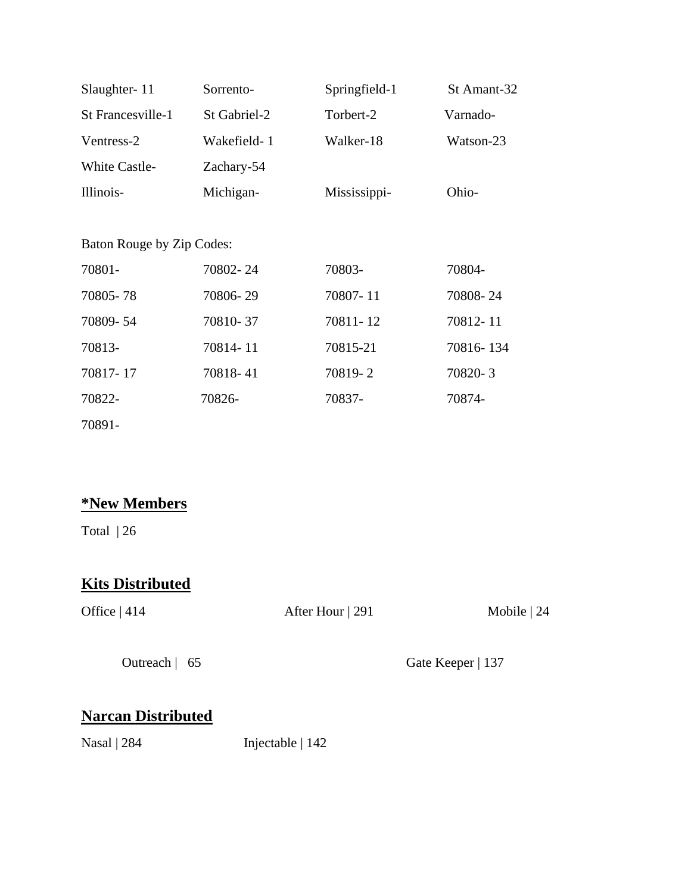| | | | |
|---|---|---|---|
| Slaughter- 11 | Sorrento- | Springfield-1 | St Amant-32 |
| St Francesville-1 | St Gabriel-2 | Torbert-2 | Varnado- |
| Ventress-2 | Wakefield- 1 | Walker-18 | Watson-23 |
| White Castle- | Zachary-54 | | |
| Illinois- | Michigan- | Mississippi- | Ohio- |

Baton Rouge by Zip Codes:

| | | | |
|---|---|---|---|
| 70801- | 70802- 24 | 70803- | 70804- |
| 70805- 78 | 70806- 29 | 70807- 11 | 70808- 24 |
| 70809- 54 | 70810- 37 | 70811- 12 | 70812- 11 |
| 70813- | 70814- 11 | 70815-21 | 70816- 134 |
| 70817- 17 | 70818- 41 | 70819- 2 | 70820- 3 |
| 70822- | 70826- | 70837- | 70874- |
| 70891- | | | |

## ***New Members**

Total | 26

## **Kits Distributed**

Office | 414

After Hour | 291

Mobile | 24

Outreach | 65

Gate Keeper | 137

## **Narcan Distributed**

Nasal | 284

Injectable | 142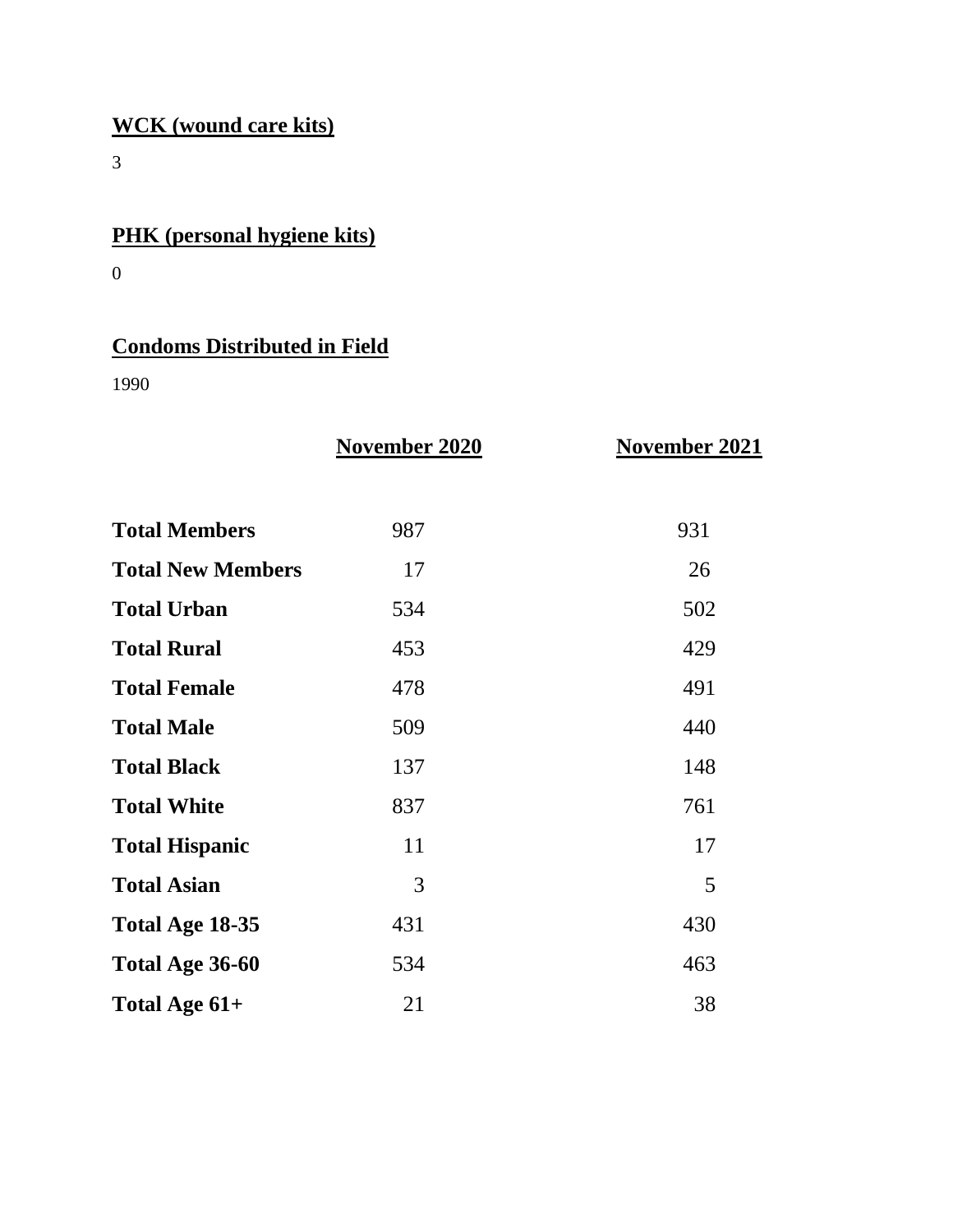**WCK (wound care kits)**

3

**PHK (personal hygiene kits)**

0

**Condoms Distributed in Field**

1990

| | November 2020 | November 2021 |
|---|---|---|
| **Total Members** | 987 | 931 |
| **Total New Members** | 17 | 26 |
| **Total Urban** | 534 | 502 |
| **Total Rural** | 453 | 429 |
| **Total Female** | 478 | 491 |
| **Total Male** | 509 | 440 |
| **Total Black** | 137 | 148 |
| **Total White** | 837 | 761 |
| **Total Hispanic** | 11 | 17 |
| **Total Asian** | 3 | 5 |
| **Total Age 18-35** | 431 | 430 |
| **Total Age 36-60** | 534 | 463 |
| **Total Age 61+** | 21 | 38 |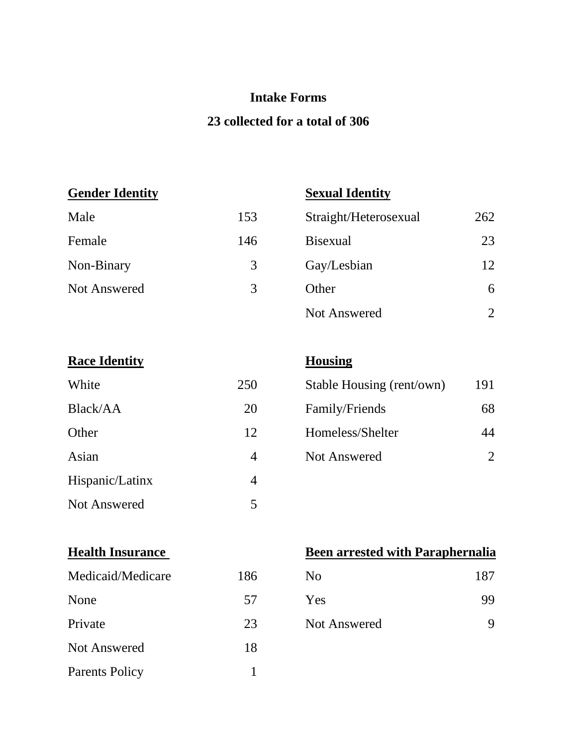# Intake Forms

## 23 collected for a total of 306

| Gender Identity | |
|---|---|
| Male | 153 |
| Female | 146 |
| Non-Binary | 3 |
| Not Answered | 3 |

| Sexual Identity | |
|---|---|
| Straight/Heterosexual | 262 |
| Bisexual | 23 |
| Gay/Lesbian | 12 |
| Other | 6 |
| Not Answered | 2 |

| Race Identity | |
|---|---|
| White | 250 |
| Black/AA | 20 |
| Other | 12 |
| Asian | 4 |
| Hispanic/Latinx | 4 |
| Not Answered | 5 |

| Housing | |
|---|---|
| Stable Housing (rent/own) | 191 |
| Family/Friends | 68 |
| Homeless/Shelter | 44 |
| Not Answered | 2 |

| Health Insurance | |
|---|---|
| Medicaid/Medicare | 186 |
| None | 57 |
| Private | 23 |
| Not Answered | 18 |
| Parents Policy | 1 |

| Been arrested with Paraphernalia | |
|---|---|
| No | 187 |
| Yes | 99 |
| Not Answered | 9 |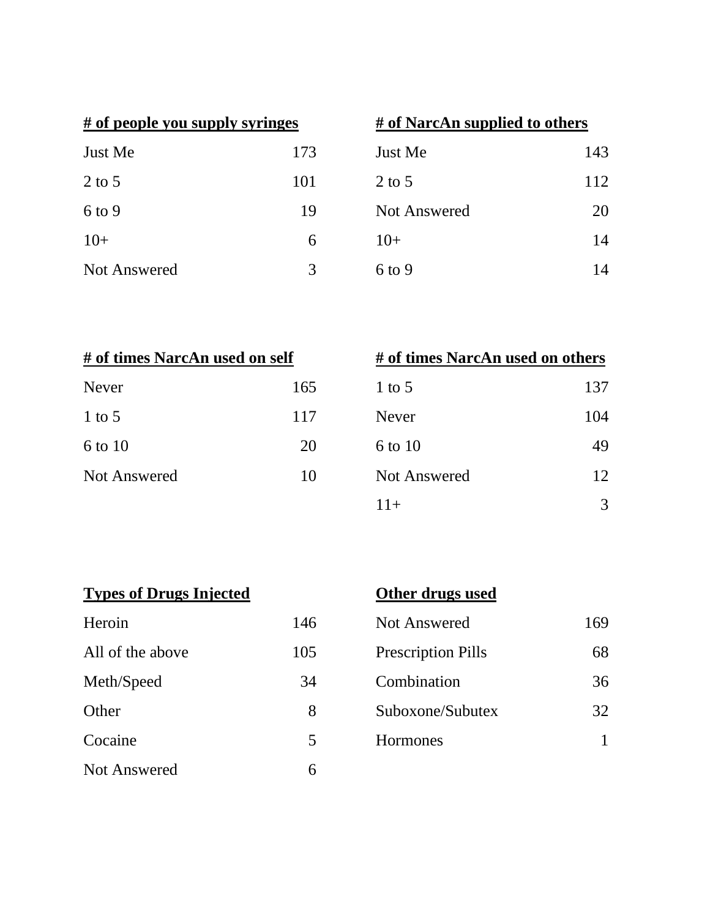| # of people you supply syringes | |
|---|---|
| Just Me | 173 |
| 2 to 5 | 101 |
| 6 to 9 | 19 |
| 10+ | 6 |
| Not Answered | 3 |

| # of NarcAn supplied to others | |
|---|---|
| Just Me | 143 |
| 2 to 5 | 112 |
| Not Answered | 20 |
| 10+ | 14 |
| 6 to 9 | 14 |

| # of times NarcAn used on self | |
|---|---|
| Never | 165 |
| 1 to 5 | 117 |
| 6 to 10 | 20 |
| Not Answered | 10 |

| # of times NarcAn used on others | |
|---|---|
| 1 to 5 | 137 |
| Never | 104 |
| 6 to 10 | 49 |
| Not Answered | 12 |
| 11+ | 3 |

| Types of Drugs Injected | |
|---|---|
| Heroin | 146 |
| All of the above | 105 |
| Meth/Speed | 34 |
| Other | 8 |
| Cocaine | 5 |
| Not Answered | 6 |

| Other drugs used | |
|---|---|
| Not Answered | 169 |
| Prescription Pills | 68 |
| Combination | 36 |
| Suboxone/Subutex | 32 |
| Hormones | 1 |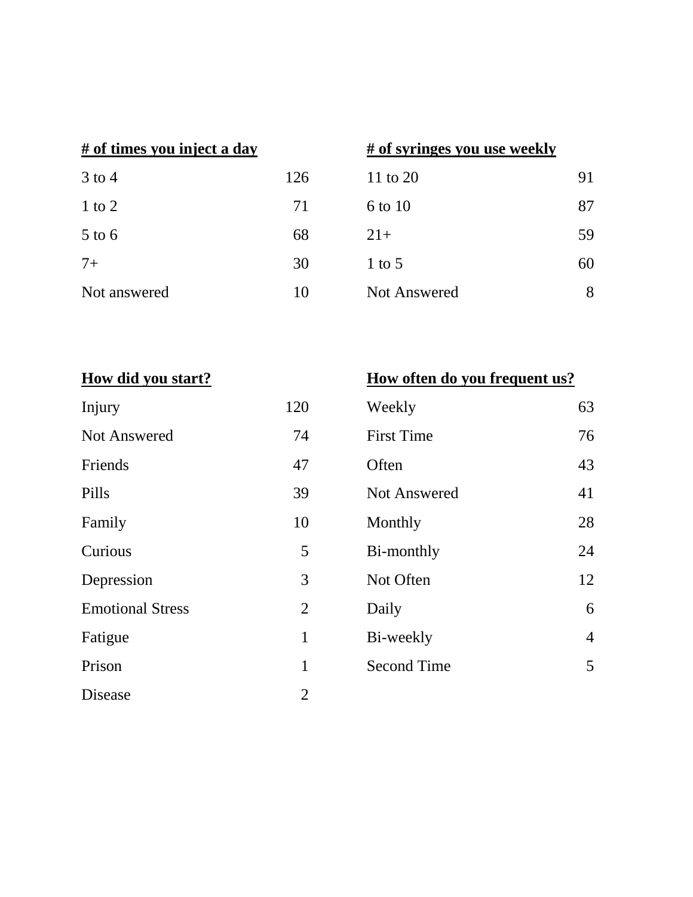| # of times you inject a day | |
|---|---|
| 3 to 4 | 126 |
| 1 to 2 | 71 |
| 5 to 6 | 68 |
| 7+ | 30 |
| Not answered | 10 |

| # of syringes you use weekly | |
|---|---|
| 11 to 20 | 91 |
| 6 to 10 | 87 |
| 21+ | 59 |
| 1 to 5 | 60 |
| Not Answered | 8 |

| How did you start? | |
|---|---|
| Injury | 120 |
| Not Answered | 74 |
| Friends | 47 |
| Pills | 39 |
| Family | 10 |
| Curious | 5 |
| Depression | 3 |
| Emotional Stress | 2 |
| Fatigue | 1 |
| Prison | 1 |
| Disease | 2 |

| How often do you frequent us? | |
|---|---|
| Weekly | 63 |
| First Time | 76 |
| Often | 43 |
| Not Answered | 41 |
| Monthly | 28 |
| Bi-monthly | 24 |
| Not Often | 12 |
| Daily | 6 |
| Bi-weekly | 4 |
| Second Time | 5 |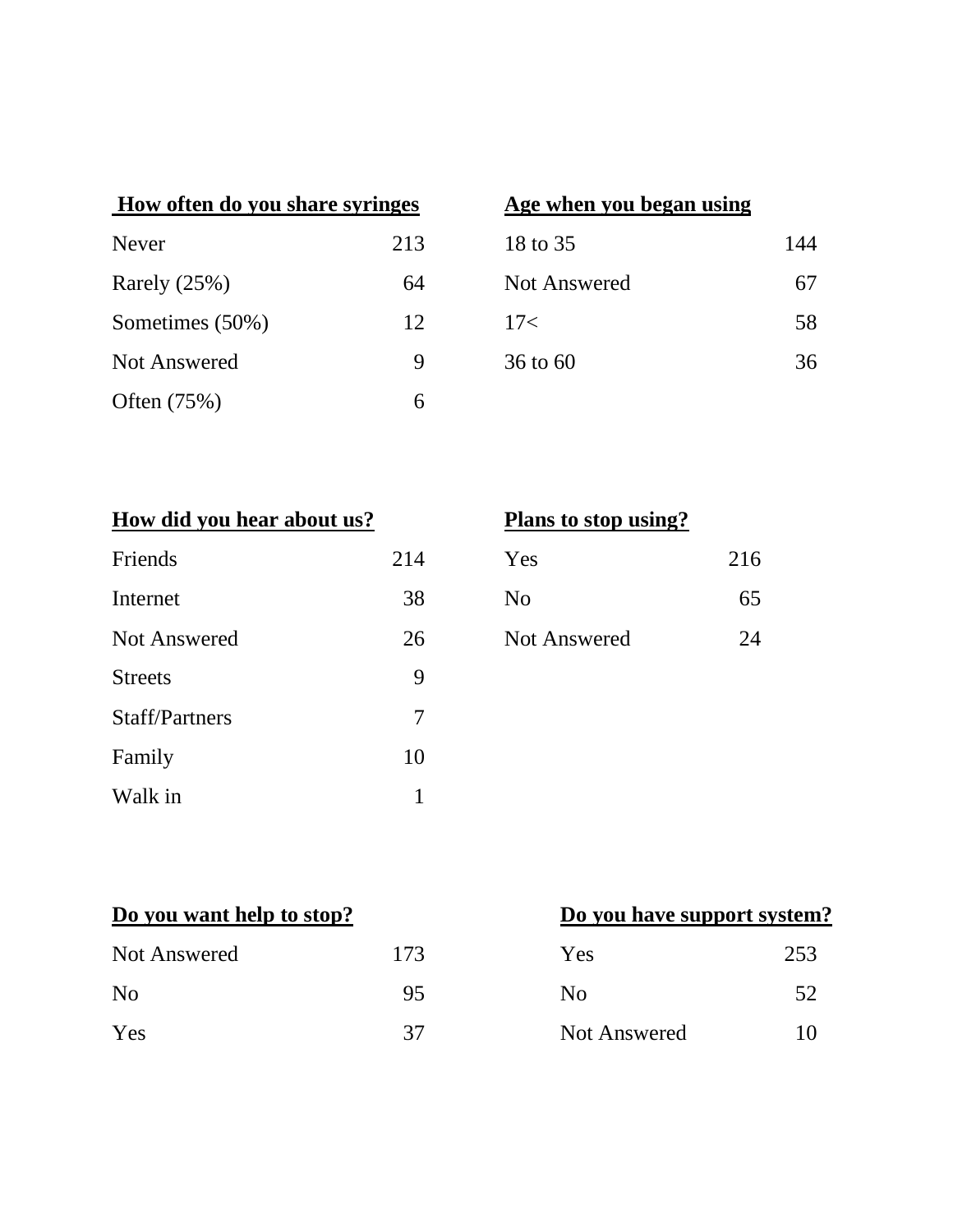**How often do you share syringes**

| Response | Count |
|---|---|
| Never | 213 |
| Rarely (25%) | 64 |
| Sometimes (50%) | 12 |
| Not Answered | 9 |
| Often (75%) | 6 |

**Age when you began using**

| Response | Count |
|---|---|
| 18 to 35 | 144 |
| Not Answered | 67 |
| 17< | 58 |
| 36 to 60 | 36 |

**How did you hear about us?**

| Response | Count |
|---|---|
| Friends | 214 |
| Internet | 38 |
| Not Answered | 26 |
| Streets | 9 |
| Staff/Partners | 7 |
| Family | 10 |
| Walk in | 1 |

**Plans to stop using?**

| Response | Count |
|---|---|
| Yes | 216 |
| No | 65 |
| Not Answered | 24 |

**Do you want help to stop?**

| Response | Count |
|---|---|
| Not Answered | 173 |
| No | 95 |
| Yes | 37 |

**Do you have support system?**

| Response | Count |
|---|---|
| Yes | 253 |
| No | 52 |
| Not Answered | 10 |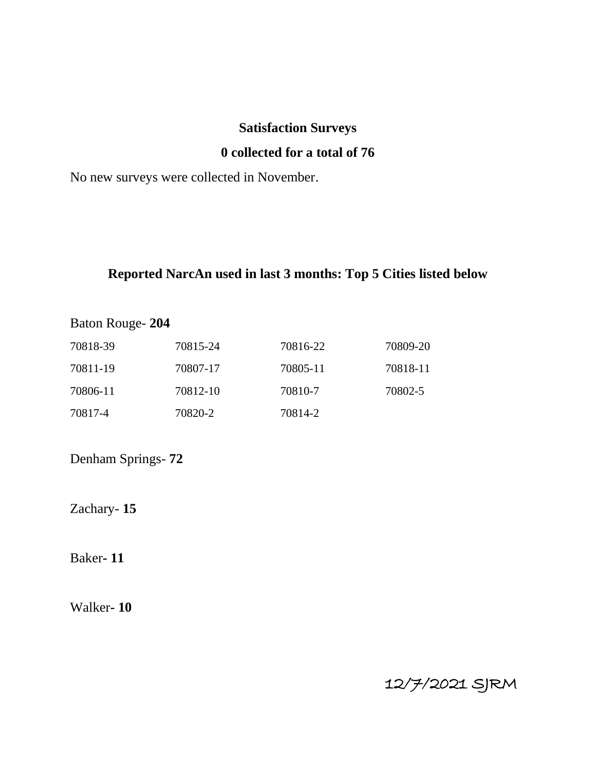## Satisfaction Surveys

## 0 collected for a total of 76

No new surveys were collected in November.

## Reported NarcAn used in last 3 months: Top 5 Cities listed below

Baton Rouge- **204**

| | | | |
|---|---|---|---|
| 70818-39 | 70815-24 | 70816-22 | 70809-20 |
| 70811-19 | 70807-17 | 70805-11 | 70818-11 |
| 70806-11 | 70812-10 | 70810-7 | 70802-5 |
| 70817-4 | 70820-2 | 70814-2 | |

Denham Springs- **72**

Zachary- **15**

Baker**- 11**

Walker**- 10**

12/7/2021 SJRM